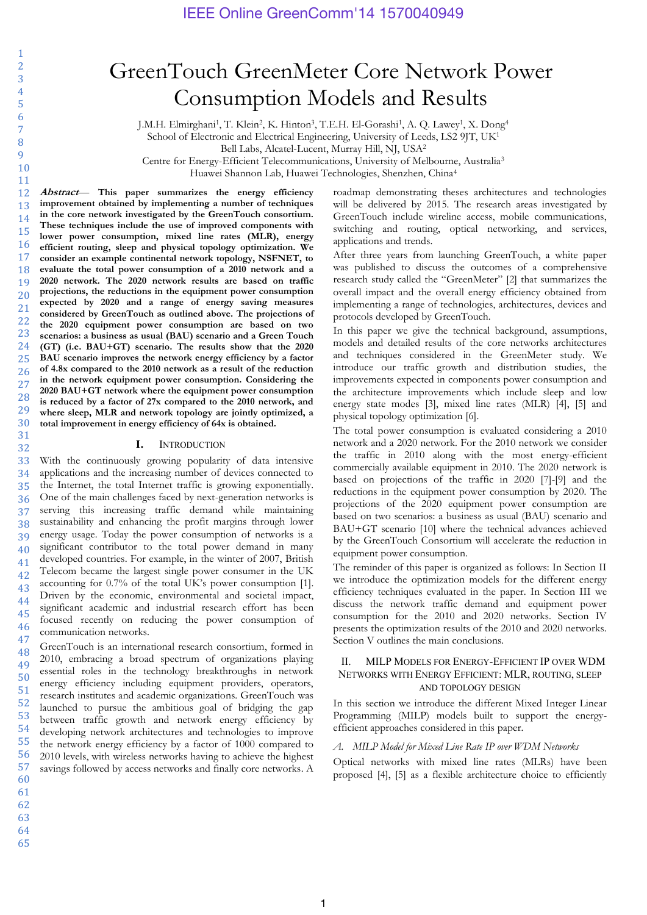# GreenTouch GreenMeter Core Network Power Consumption Models and Results

J.M.H. Elmirghani[1], T. Klein[2], K. Hinton[3], T.E.H. El-Gorashi[1], A. Q. Lawey[1], X. Dong[4]
School of Electronic and Electrical Engineering, University of Leeds, LS2 9JT, UK[1]
Bell Labs, Alcatel-Lucent, Murray Hill, NJ, USA[2]
Centre for Energy-Efficient Telecommunications, University of Melbourne, Australia[3]
Huawei Shannon Lab, Huawei Technologies, Shenzhen, China[4]

***Abstract*— This paper summarizes the energy efficiency improvement obtained by implementing a number of techniques in the core network investigated by the GreenTouch consortium. These techniques include the use of improved components with lower power consumption, mixed line rates (MLR), energy efficient routing, sleep and physical topology optimization. We consider an example continental network topology, NSFNET, to evaluate the total power consumption of a 2010 network and a 2020 network. The 2020 network results are based on traffic projections, the reductions in the equipment power consumption expected by 2020 and a range of energy saving measures considered by GreenTouch as outlined above. The projections of the 2020 equipment power consumption are based on two scenarios: a business as usual (BAU) scenario and a Green Touch (GT) (i.e. BAU+GT) scenario. The results show that the 2020 BAU scenario improves the network energy efficiency by a factor of 4.8x compared to the 2010 network as a result of the reduction in the network equipment power consumption. Considering the 2020 BAU+GT network where the equipment power consumption is reduced by a factor of 27x compared to the 2010 network, and where sleep, MLR and network topology are jointly optimized, a total improvement in energy efficiency of 64x is obtained.**

## I. INTRODUCTION

With the continuously growing popularity of data intensive applications and the increasing number of devices connected to the Internet, the total Internet traffic is growing exponentially. One of the main challenges faced by next-generation networks is serving this increasing traffic demand while maintaining sustainability and enhancing the profit margins through lower energy usage. Today the power consumption of networks is a significant contributor to the total power demand in many developed countries. For example, in the winter of 2007, British Telecom became the largest single power consumer in the UK accounting for 0.7% of the total UK's power consumption [1]. Driven by the economic, environmental and societal impact, significant academic and industrial research effort has been focused recently on reducing the power consumption of communication networks.

GreenTouch is an international research consortium, formed in 2010, embracing a broad spectrum of organizations playing essential roles in the technology breakthroughs in network energy efficiency including equipment providers, operators, research institutes and academic organizations. GreenTouch was launched to pursue the ambitious goal of bridging the gap between traffic growth and network energy efficiency by developing network architectures and technologies to improve the network energy efficiency by a factor of 1000 compared to 2010 levels, with wireless networks having to achieve the highest savings followed by access networks and finally core networks. A roadmap demonstrating theses architectures and technologies will be delivered by 2015. The research areas investigated by GreenTouch include wireline access, mobile communications, switching and routing, optical networking, and services, applications and trends.

After three years from launching GreenTouch, a white paper was published to discuss the outcomes of a comprehensive research study called the "GreenMeter" [2] that summarizes the overall impact and the overall energy efficiency obtained from implementing a range of technologies, architectures, devices and protocols developed by GreenTouch.

In this paper we give the technical background, assumptions, models and detailed results of the core networks architectures and techniques considered in the GreenMeter study. We introduce our traffic growth and distribution studies, the improvements expected in components power consumption and the architecture improvements which include sleep and low energy state modes [3], mixed line rates (MLR) [4], [5] and physical topology optimization [6].

The total power consumption is evaluated considering a 2010 network and a 2020 network. For the 2010 network we consider the traffic in 2010 along with the most energy-efficient commercially available equipment in 2010. The 2020 network is based on projections of the traffic in 2020 [7]-[9] and the reductions in the equipment power consumption by 2020. The projections of the 2020 equipment power consumption are based on two scenarios: a business as usual (BAU) scenario and BAU+GT scenario [10] where the technical advances achieved by the GreenTouch Consortium will accelerate the reduction in equipment power consumption.

The reminder of this paper is organized as follows: In Section II we introduce the optimization models for the different energy efficiency techniques evaluated in the paper. In Section III we discuss the network traffic demand and equipment power consumption for the 2010 and 2020 networks. Section IV presents the optimization results of the 2010 and 2020 networks. Section V outlines the main conclusions.

## II. MILP MODELS FOR ENERGY-EFFICIENT IP OVER WDM NETWORKS WITH ENERGY EFFICIENT: MLR, ROUTING, SLEEP AND TOPOLOGY DESIGN

In this section we introduce the different Mixed Integer Linear Programming (MILP) models built to support the energy-efficient approaches considered in this paper.

### *A. MILP Model for Mixed Line Rate IP over WDM Networks*

Optical networks with mixed line rates (MLRs) have been proposed [4], [5] as a flexible architecture choice to efficiently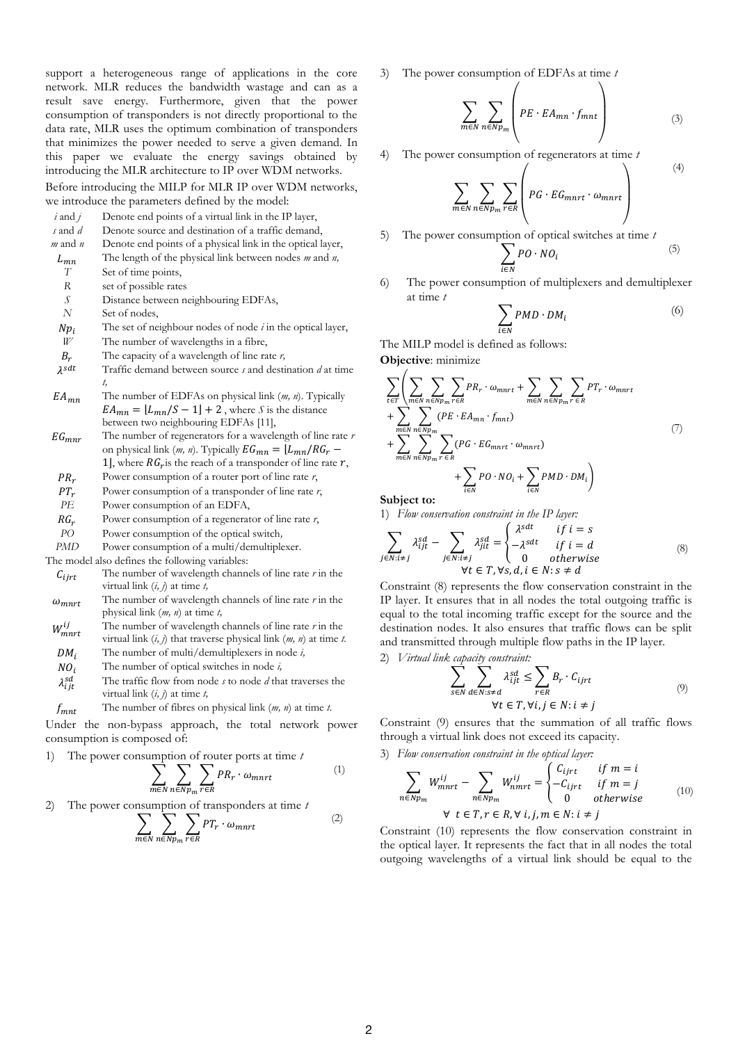support a heterogeneous range of applications in the core network. MLR reduces the bandwidth wastage and can as a result save energy. Furthermore, given that the power consumption of transponders is not directly proportional to the data rate, MLR uses the optimum combination of transponders that minimizes the power needed to serve a given demand. In this paper we evaluate the energy savings obtained by introducing the MLR architecture to IP over WDM networks.

Before introducing the MILP for MLR IP over WDM networks, we introduce the parameters defined by the model:

| | |
|---|---|
| $i$ and $j$ | Denote end points of a virtual link in the IP layer, |
| $s$ and $d$ | Denote source and destination of a traffic demand, |
| $m$ and $n$ | Denote end points of a physical link in the optical layer, |
| $L_{mn}$ | The length of the physical link between nodes $m$ and $n$, |
| $T$ | Set of time points, |
| $R$ | set of possible rates |
| $S$ | Distance between neighbouring EDFAs, |
| $N$ | Set of nodes, |
| $Np_i$ | The set of neighbour nodes of node $i$ in the optical layer, |
| $W$ | The number of wavelengths in a fibre, |
| $B_r$ | The capacity of a wavelength of line rate $r$, |
| $\lambda^{sdt}$ | Traffic demand between source $s$ and destination $d$ at time $t$, |
| $EA_{mn}$ | The number of EDFAs on physical link ($m$, $n$). Typically $EA_{mn} = \lfloor L_{mn}/S - 1 \rfloor + 2$ , where $S$ is the distance between two neighbouring EDFAs [11], |
| $EG_{mnr}$ | The number of regenerators for a wavelength of line rate $r$ on physical link ($m$, $n$). Typically $EG_{mn} = \lfloor L_{mn}/RG_r - 1 \rfloor$, where $RG_r$ is the reach of a transponder of line rate $r$, |
| $PR_r$ | Power consumption of a router port of line rate $r$, |
| $PT_r$ | Power consumption of a transponder of line rate $r$, |
| $PE$ | Power consumption of an EDFA, |
| $RG_r$ | Power consumption of a regenerator of line rate $r$, |
| $PO$ | Power consumption of the optical switch, |
| $PMD$ | Power consumption of a multi/demultiplexer. |

The model also defines the following variables:

| | |
|---|---|
| $C_{ijrt}$ | The number of wavelength channels of line rate $r$ in the virtual link ($i$, $j$) at time $t$, |
| $\omega_{mnrt}$ | The number of wavelength channels of line rate $r$ in the physical link ($m$, $n$) at time $t$, |
| $W_{mnrt}^{ij}$ | The number of wavelength channels of line rate $r$ in the virtual link ($i$, $j$) that traverse physical link ($m$, $n$) at time $t$. |
| $DM_i$ | The number of multi/demultiplexers in node $i$, |
| $NO_i$ | The number of optical switches in node $i$, |
| $\lambda_{ijt}^{sd}$ | The traffic flow from node $s$ to node $d$ that traverses the virtual link ($i$, $j$) at time $t$, |
| $f_{mnt}$ | The number of fibres on physical link ($m$, $n$) at time $t$. |

Under the non-bypass approach, the total network power consumption is composed of:

1) The power consumption of router ports at time $t$

$$\sum_{m\in N}\sum_{n\in Np_m}\sum_{r\in R} PR_r\cdot\omega_{mnrt} \tag{1}$$

2) The power consumption of transponders at time $t$

$$\sum_{m\in N}\sum_{n\in Np_m}\sum_{r\in R} PT_r\cdot\omega_{mnrt} \tag{2}$$

3) The power consumption of EDFAs at time $t$

$$\sum_{m\in N}\sum_{n\in Np_m}\left(PE\cdot EA_{mn}\cdot f_{mnt}\right) \tag{3}$$

4) The power consumption of regenerators at time $t$

$$\sum_{m\in N}\sum_{n\in Np_m}\sum_{r\in R}\left(PG\cdot EG_{mnrt}\cdot\omega_{mnrt}\right) \tag{4}$$

5) The power consumption of optical switches at time $t$

$$\sum_{i\in N} PO\cdot NO_i \tag{5}$$

6) The power consumption of multiplexers and demultiplexer at time $t$

$$\sum_{i\in N} PMD\cdot DM_i \tag{6}$$

The MILP model is defined as follows:

**Objective**: minimize

$$\begin{aligned}\sum_{t\in T}\Bigg(&\sum_{m\in N}\sum_{n\in Np_m}\sum_{r\in R} PR_r\cdot\omega_{mnrt}+\sum_{m\in N}\sum_{n\in Np_m}\sum_{r\in R} PT_r\cdot\omega_{mnrt}\\&+\sum_{m\in N}\sum_{n\in Np_m}\left(PE\cdot EA_{mn}\cdot f_{mnt}\right)\\&+\sum_{m\in N}\sum_{n\in Np_m}\sum_{r\in R}\left(PG\cdot EG_{mnrt}\cdot\omega_{mnrt}\right)\\&+\sum_{i\in N} PO\cdot NO_i+\sum_{i\in N} PMD\cdot DM_i\Bigg)\end{aligned} \tag{7}$$

**Subject to:**

1) *Flow conservation constraint in the IP layer:*

$$\sum_{j\in N:i\neq j}\lambda_{ijt}^{sd}-\sum_{j\in N:i\neq j}\lambda_{jit}^{sd}=\begin{cases}\lambda^{sdt} & if\ i=s\\-\lambda^{sdt} & if\ i=d\\0 & otherwise\end{cases}$$
$$\forall t\in T,\forall s,d,i\in N: s\neq d \tag{8}$$

Constraint (8) represents the flow conservation constraint in the IP layer. It ensures that in all nodes the total outgoing traffic is equal to the total incoming traffic except for the source and the destination nodes. It also ensures that traffic flows can be split and transmitted through multiple flow paths in the IP layer.

2) *Virtual link capacity constraint:*

$$\sum_{s\in N}\sum_{d\in N:s\neq d}\lambda_{ijt}^{sd}\leq\sum_{r\in R} B_r\cdot C_{ijrt}$$
$$\forall t\in T,\forall i,j\in N: i\neq j \tag{9}$$

Constraint (9) ensures that the summation of all traffic flows through a virtual link does not exceed its capacity.

3) *Flow conservation constraint in the optical layer:*

$$\sum_{n\in Np_m} W_{mnrt}^{ij}-\sum_{n\in Np_m} W_{nmrt}^{ij}=\begin{cases}C_{ijrt} & if\ m=i\\-C_{ijrt} & if\ m=j\\0 & otherwise\end{cases}$$
$$\forall\ t\in T, r\in R,\forall\ i,j,m\in N: i\neq j \tag{10}$$

Constraint (10) represents the flow conservation constraint in the optical layer. It represents the fact that in all nodes the total outgoing wavelengths of a virtual link should be equal to the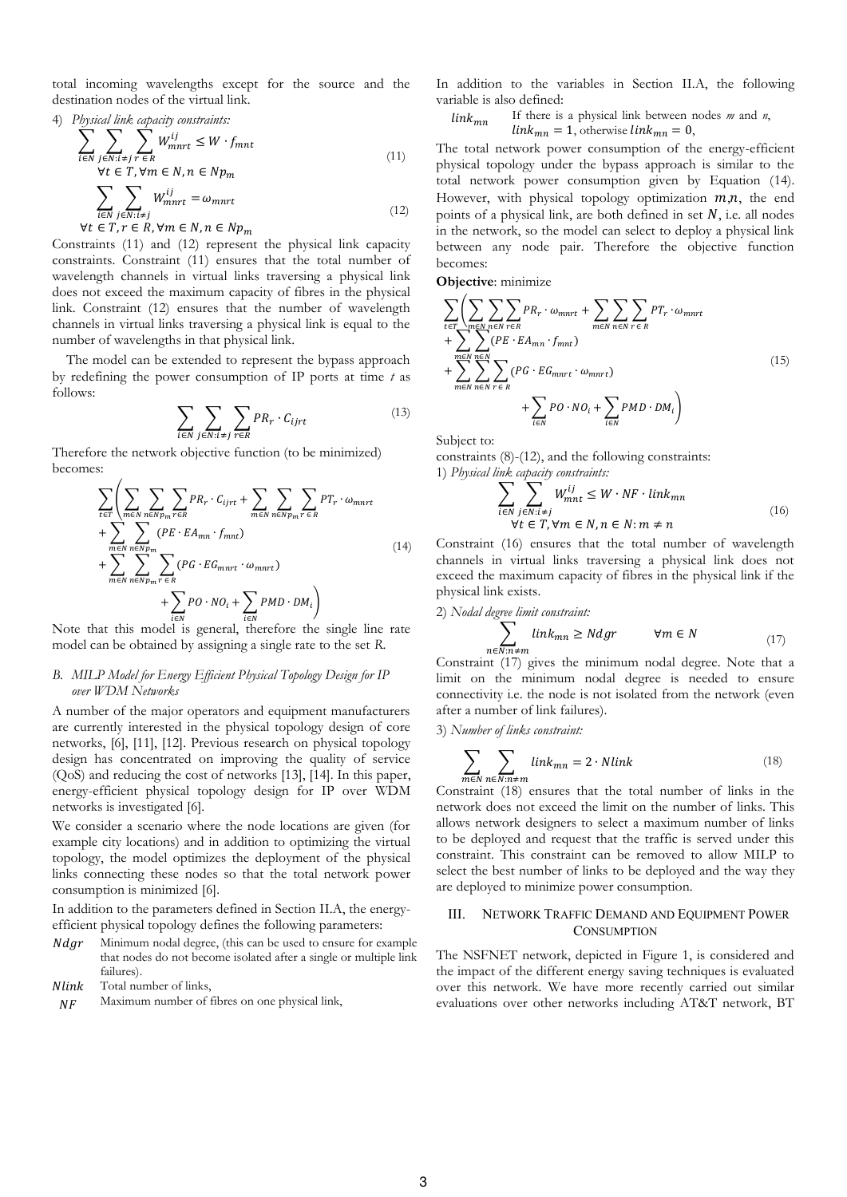total incoming wavelengths except for the source and the destination nodes of the virtual link.

4) *Physical link capacity constraints:*

$$\sum_{i \in N} \sum_{j \in N: i \neq j} \sum_{r \in R} W_{mnrt}^{ij} \leq W \cdot f_{mnt} \tag{11}$$
$$\forall t \in T, \forall m \in N, n \in Np_m$$

$$\sum_{i \in N} \sum_{j \in N: i \neq j} W_{mnrt}^{ij} = \omega_{mnrt} \tag{12}$$
$$\forall t \in T, r \in R, \forall m \in N, n \in Np_m$$

Constraints (11) and (12) represent the physical link capacity constraints. Constraint (11) ensures that the total number of wavelength channels in virtual links traversing a physical link does not exceed the maximum capacity of fibres in the physical link. Constraint (12) ensures that the number of wavelength channels in virtual links traversing a physical link is equal to the number of wavelengths in that physical link.

The model can be extended to represent the bypass approach by redefining the power consumption of IP ports at time *t* as follows:

$$\sum_{i \in N} \sum_{j \in N: i \neq j} \sum_{r \in R} PR_r \cdot C_{ijrt} \tag{13}$$

Therefore the network objective function (to be minimized) becomes:

$$\sum_{t \in T} \Bigg( \sum_{m \in N} \sum_{n \in Np_m} \sum_{r \in R} PR_r \cdot C_{ijrt} + \sum_{m \in N} \sum_{n \in Np_m} \sum_{r \in R} PT_r \cdot \omega_{mnrt} + \sum_{m \in N} \sum_{n \in Np_m} (PE \cdot EA_{mn} \cdot f_{mnt}) + \sum_{m \in N} \sum_{n \in Np_m} \sum_{r \in R} (PG \cdot EG_{mnrt} \cdot \omega_{mnrt}) + \sum_{i \in N} PO \cdot NO_i + \sum_{i \in N} PMD \cdot DM_i \Bigg) \tag{14}$$

Note that this model is general, therefore the single line rate model can be obtained by assigning a single rate to the set *R*.

### B. MILP Model for Energy Efficient Physical Topology Design for IP over WDM Networks

A number of the major operators and equipment manufacturers are currently interested in the physical topology design of core networks, [6], [11], [12]. Previous research on physical topology design has concentrated on improving the quality of service (QoS) and reducing the cost of networks [13], [14]. In this paper, energy-efficient physical topology design for IP over WDM networks is investigated [6].

We consider a scenario where the node locations are given (for example city locations) and in addition to optimizing the virtual topology, the model optimizes the deployment of the physical links connecting these nodes so that the total network power consumption is minimized [6].

In addition to the parameters defined in Section II.A, the energy-efficient physical topology defines the following parameters:

- $Ndgr$ Minimum nodal degree, (this can be used to ensure for example that nodes do not become isolated after a single or multiple link failures).
- $Nlink$ Total number of links,
- $NF$ Maximum number of fibres on one physical link,

In addition to the variables in Section II.A, the following variable is also defined:

- $link_{mn}$ If there is a physical link between nodes *m* and *n*, $link_{mn} = 1$, otherwise $link_{mn} = 0$,

The total network power consumption of the energy-efficient physical topology under the bypass approach is similar to the total network power consumption given by Equation (14). However, with physical topology optimization $m$,$n$, the end points of a physical link, are both defined in set $N$, i.e. all nodes in the network, so the model can select to deploy a physical link between any node pair. Therefore the objective function becomes:

**Objective**: minimize

$$\sum_{t \in T} \Bigg( \sum_{m \in N} \sum_{n \in N} \sum_{r \in R} PR_r \cdot \omega_{mnrt} + \sum_{m \in N} \sum_{n \in N} \sum_{r \in R} PT_r \cdot \omega_{mnrt} + \sum_{m \in N} \sum_{n \in N} (PE \cdot EA_{mn} \cdot f_{mnt}) + \sum_{m \in N} \sum_{n \in N} \sum_{r \in R} (PG \cdot EG_{mnrt} \cdot \omega_{mnrt}) + \sum_{i \in N} PO \cdot NO_i + \sum_{i \in N} PMD \cdot DM_i \Bigg) \tag{15}$$

Subject to:

constraints (8)-(12), and the following constraints:

1) *Physical link capacity constraints:*

$$\sum_{i \in N} \sum_{j \in N: i \neq j} W_{mnt}^{ij} \leq W \cdot NF \cdot link_{mn} \tag{16}$$
$$\forall t \in T, \forall m \in N, n \in N: m \neq n$$

Constraint (16) ensures that the total number of wavelength channels in virtual links traversing a physical link does not exceed the maximum capacity of fibres in the physical link if the physical link exists.

2) *Nodal degree limit constraint:*

$$\sum_{n \in N: n \neq m} link_{mn} \geq Ndgr \qquad \forall m \in N \tag{17}$$

Constraint (17) gives the minimum nodal degree. Note that a limit on the minimum nodal degree is needed to ensure connectivity i.e. the node is not isolated from the network (even after a number of link failures).

3) *Number of links constraint:*

$$\sum_{m \in N} \sum_{n \in N: n \neq m} link_{mn} = 2 \cdot Nlink \tag{18}$$

Constraint (18) ensures that the total number of links in the network does not exceed the limit on the number of links. This allows network designers to select a maximum number of links to be deployed and request that the traffic is served under this constraint. This constraint can be removed to allow MILP to select the best number of links to be deployed and the way they are deployed to minimize power consumption.

## III. Network Traffic Demand and Equipment Power Consumption

The NSFNET network, depicted in Figure 1, is considered and the impact of the different energy saving techniques is evaluated over this network. We have more recently carried out similar evaluations over other networks including AT&T network, BT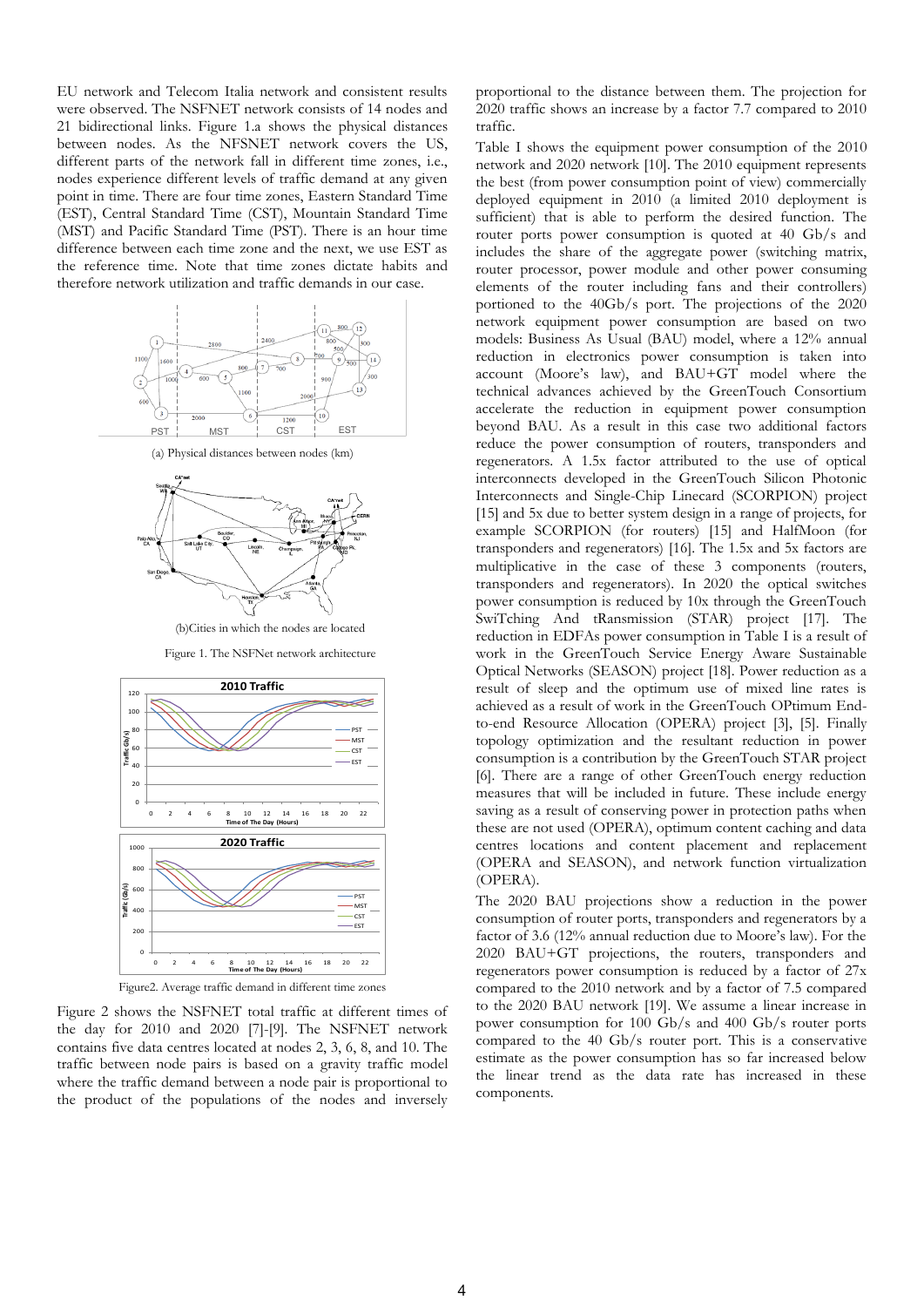EU network and Telecom Italia network and consistent results were observed. The NSFNET network consists of 14 nodes and 21 bidirectional links. Figure 1.a shows the physical distances between nodes. As the NFSNET network covers the US, different parts of the network fall in different time zones, i.e., nodes experience different levels of traffic demand at any given point in time. There are four time zones, Eastern Standard Time (EST), Central Standard Time (CST), Mountain Standard Time (MST) and Pacific Standard Time (PST). There is an hour time difference between each time zone and the next, we use EST as the reference time. Note that time zones dictate habits and therefore network utilization and traffic demands in our case.

(a) Physical distances between nodes (km)

(b)Cities in which the nodes are located

Figure 1. The NSFNet network architecture

Figure2. Average traffic demand in different time zones

Figure 2 shows the NSFNET total traffic at different times of the day for 2010 and 2020 [7]-[9]. The NSFNET network contains five data centres located at nodes 2, 3, 6, 8, and 10. The traffic between node pairs is based on a gravity traffic model where the traffic demand between a node pair is proportional to the product of the populations of the nodes and inversely proportional to the distance between them. The projection for 2020 traffic shows an increase by a factor 7.7 compared to 2010 traffic.

Table I shows the equipment power consumption of the 2010 network and 2020 network [10]. The 2010 equipment represents the best (from power consumption point of view) commercially deployed equipment in 2010 (a limited 2010 deployment is sufficient) that is able to perform the desired function. The router ports power consumption is quoted at 40 Gb/s and includes the share of the aggregate power (switching matrix, router processor, power module and other power consuming elements of the router including fans and their controllers) portioned to the 40Gb/s port. The projections of the 2020 network equipment power consumption are based on two models: Business As Usual (BAU) model, where a 12% annual reduction in electronics power consumption is taken into account (Moore's law), and BAU+GT model where the technical advances achieved by the GreenTouch Consortium accelerate the reduction in equipment power consumption beyond BAU. As a result in this case two additional factors reduce the power consumption of routers, transponders and regenerators. A 1.5x factor attributed to the use of optical interconnects developed in the GreenTouch Silicon Photonic Interconnects and Single-Chip Linecard (SCORPION) project [15] and 5x due to better system design in a range of projects, for example SCORPION (for routers) [15] and HalfMoon (for transponders and regenerators) [16]. The 1.5x and 5x factors are multiplicative in the case of these 3 components (routers, transponders and regenerators). In 2020 the optical switches power consumption is reduced by 10x through the GreenTouch SwiTching And tRansmission (STAR) project [17]. The reduction in EDFAs power consumption in Table I is a result of work in the GreenTouch Service Energy Aware Sustainable Optical Networks (SEASON) project [18]. Power reduction as a result of sleep and the optimum use of mixed line rates is achieved as a result of work in the GreenTouch OPtimum End-to-end Resource Allocation (OPERA) project [3], [5]. Finally topology optimization and the resultant reduction in power consumption is a contribution by the GreenTouch STAR project [6]. There are a range of other GreenTouch energy reduction measures that will be included in future. These include energy saving as a result of conserving power in protection paths when these are not used (OPERA), optimum content caching and data centres locations and content placement and replacement (OPERA and SEASON), and network function virtualization (OPERA).

The 2020 BAU projections show a reduction in the power consumption of router ports, transponders and regenerators by a factor of 3.6 (12% annual reduction due to Moore's law). For the 2020 BAU+GT projections, the routers, transponders and regenerators power consumption is reduced by a factor of 27x compared to the 2010 network and by a factor of 7.5 compared to the 2020 BAU network [19]. We assume a linear increase in power consumption for 100 Gb/s and 400 Gb/s router ports compared to the 40 Gb/s router port. This is a conservative estimate as the power consumption has so far increased below the linear trend as the data rate has increased in these components.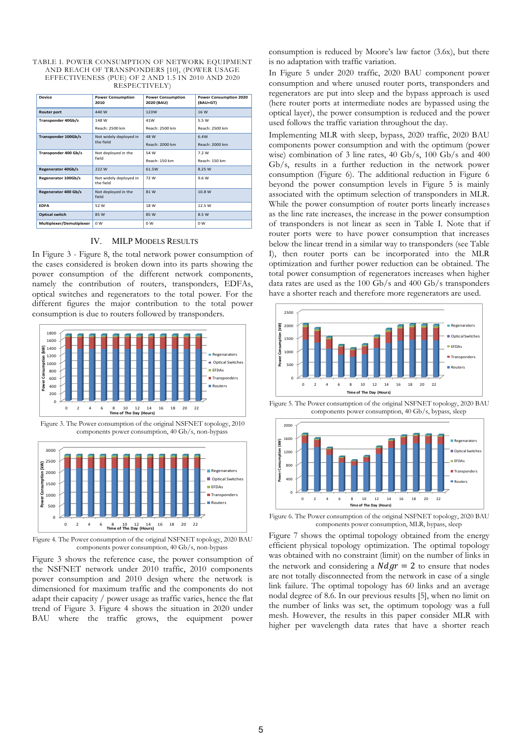TABLE I. POWER CONSUMPTION OF NETWORK EQUIPMENT AND REACH OF TRANSPONDERS [10], (POWER USAGE EFFECTIVENESS (PUE) OF 2 AND 1.5 IN 2010 AND 2020 RESPECTIVELY)

| Device | Power Consumption 2010 | Power Consumption 2020 (BAU) | Power Consumption 2020 (BAU+GT) |
|---|---|---|---|
| Router port | 440 W | 123W | 16 W |
| Transponder 40Gb/s | 148 W<br>Reach: 2500 km | 41W<br>Reach: 2500 km | 5.5 W<br>Reach: 2500 km |
| Transponder 100Gb/s | Not widely deployed in the field | 48 W<br>Reach: 2000 km | 6.4W<br>Reach: 2000 km |
| Transponder 400 Gb/s | Not deployed in the field | 54 W<br>Reach: 150 km | 7.2 W<br>Reach: 150 km |
| Regenerator 40Gb/s | 222 W | 61.5W | 8.25 W |
| Regenerator 100Gb/s | Not widely deployed in the field | 72 W | 9.6 W |
| Regenerator 400 Gb/s | Not deployed in the field | 81 W | 10.8 W |
| EDFA | 52 W | 18 W | 12.5 W |
| Optical switch | 85 W | 85 W | 8.5 W |
| Multiplexer/Demutiplexer | 0 W | 0 W | 0 W |

## IV. MILP MODELS RESULTS

In Figure 3 - Figure 8, the total network power consumption of the cases considered is broken down into its parts showing the power consumption of the different network components, namely the contribution of routers, transponders, EDFAs, optical switches and regenerators to the total power. For the different figures the major contribution to the total power consumption is due to routers followed by transponders.

Figure 3. The Power consumption of the original NSFNET topology, 2010 components power consumption, 40 Gb/s, non-bypass

Figure 4. The Power consumption of the original NSFNET topology, 2020 BAU components power consumption, 40 Gb/s, non-bypass

Figure 3 shows the reference case, the power consumption of the NSFNET network under 2010 traffic, 2010 components power consumption and 2010 design where the network is dimensioned for maximum traffic and the components do not adapt their capacity / power usage as traffic varies, hence the flat trend of Figure 3. Figure 4 shows the situation in 2020 under BAU where the traffic grows, the equipment power consumption is reduced by Moore's law factor (3.6x), but there is no adaptation with traffic variation.

In Figure 5 under 2020 traffic, 2020 BAU component power consumption and where unused router ports, transponders and regenerators are put into sleep and the bypass approach is used (here router ports at intermediate nodes are bypassed using the optical layer), the power consumption is reduced and the power used follows the traffic variation throughout the day.

Implementing MLR with sleep, bypass, 2020 traffic, 2020 BAU components power consumption and with the optimum (power wise) combination of 3 line rates, 40 Gb/s, 100 Gb/s and 400 Gb/s, results in a further reduction in the network power consumption (Figure 6). The additional reduction in Figure 6 beyond the power consumption levels in Figure 5 is mainly associated with the optimum selection of transponders in MLR. While the power consumption of router ports linearly increases as the line rate increases, the increase in the power consumption of transponders is not linear as seen in Table I. Note that if router ports were to have power consumption that increases below the linear trend in a similar way to transponders (see Table I), then router ports can be incorporated into the MLR optimization and further power reduction can be obtained. The total power consumption of regenerators increases when higher data rates are used as the 100 Gb/s and 400 Gb/s transponders have a shorter reach and therefore more regenerators are used.

Figure 5. The Power consumption of the original NSFNET topology, 2020 BAU components power consumption, 40 Gb/s, bypass, sleep

Figure 6. The Power consumption of the original NSFNET topology, 2020 BAU components power consumption, MLR, bypass, sleep

Figure 7 shows the optimal topology obtained from the energy efficient physical topology optimization. The optimal topology was obtained with no constraint (limit) on the number of links in the network and considering a $Ndgr = 2$ to ensure that nodes are not totally disconnected from the network in case of a single link failure. The optimal topology has 60 links and an average nodal degree of 8.6. In our previous results [5], when no limit on the number of links was set, the optimum topology was a full mesh. However, the results in this paper consider MLR with higher per wavelength data rates that have a shorter reach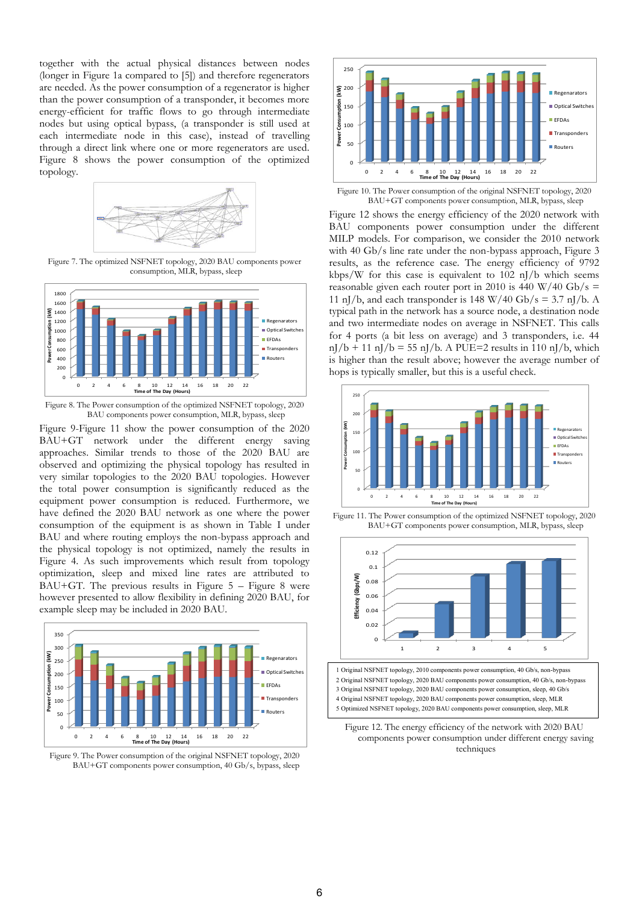together with the actual physical distances between nodes (longer in Figure 1a compared to [5]) and therefore regenerators are needed. As the power consumption of a regenerator is higher than the power consumption of a transponder, it becomes more energy-efficient for traffic flows to go through intermediate nodes but using optical bypass, (a transponder is still used at each intermediate node in this case), instead of travelling through a direct link where one or more regenerators are used. Figure 8 shows the power consumption of the optimized topology.

Figure 7. The optimized NSFNET topology, 2020 BAU components power consumption, MLR, bypass, sleep

Figure 8. The Power consumption of the optimized NSFNET topology, 2020 BAU components power consumption, MLR, bypass, sleep

Figure 9-Figure 11 show the power consumption of the 2020 BAU+GT network under the different energy saving approaches. Similar trends to those of the 2020 BAU are observed and optimizing the physical topology has resulted in very similar topologies to the 2020 BAU topologies. However the total power consumption is significantly reduced as the equipment power consumption is reduced. Furthermore, we have defined the 2020 BAU network as one where the power consumption of the equipment is as shown in Table I under BAU and where routing employs the non-bypass approach and the physical topology is not optimized, namely the results in Figure 4. As such improvements which result from topology optimization, sleep and mixed line rates are attributed to BAU+GT. The previous results in Figure 5 – Figure 8 were however presented to allow flexibility in defining 2020 BAU, for example sleep may be included in 2020 BAU.

Figure 9. The Power consumption of the original NSFNET topology, 2020 BAU+GT components power consumption, 40 Gb/s, bypass, sleep

Figure 10. The Power consumption of the original NSFNET topology, 2020 BAU+GT components power consumption, MLR, bypass, sleep

Figure 12 shows the energy efficiency of the 2020 network with BAU components power consumption under the different MILP models. For comparison, we consider the 2010 network with 40 Gb/s line rate under the non-bypass approach, Figure 3 results, as the reference case. The energy efficiency of 9792 kbps/W for this case is equivalent to 102 nJ/b which seems reasonable given each router port in 2010 is 440 W/40 Gb/s = 11 nJ/b, and each transponder is 148 W/40 Gb/s = 3.7 nJ/b. A typical path in the network has a source node, a destination node and two intermediate nodes on average in NSFNET. This calls for 4 ports (a bit less on average) and 3 transponders, i.e. 44 nJ/b + 11 nJ/b = 55 nJ/b. A PUE=2 results in 110 nJ/b, which is higher than the result above; however the average number of hops is typically smaller, but this is a useful check.

Figure 11. The Power consumption of the optimized NSFNET topology, 2020 BAU+GT components power consumption, MLR, bypass, sleep

1 Original NSFNET topology, 2010 components power consumption, 40 Gb/s, non-bypass
2 Original NSFNET topology, 2020 BAU components power consumption, 40 Gb/s, non-bypass
3 Original NSFNET topology, 2020 BAU components power consumption, sleep, 40 Gb/s
4 Original NSFNET topology, 2020 BAU components power consumption, sleep, MLR
5 Optimized NSFNET topology, 2020 BAU components power consumption, sleep, MLR

Figure 12. The energy efficiency of the network with 2020 BAU components power consumption under different energy saving techniques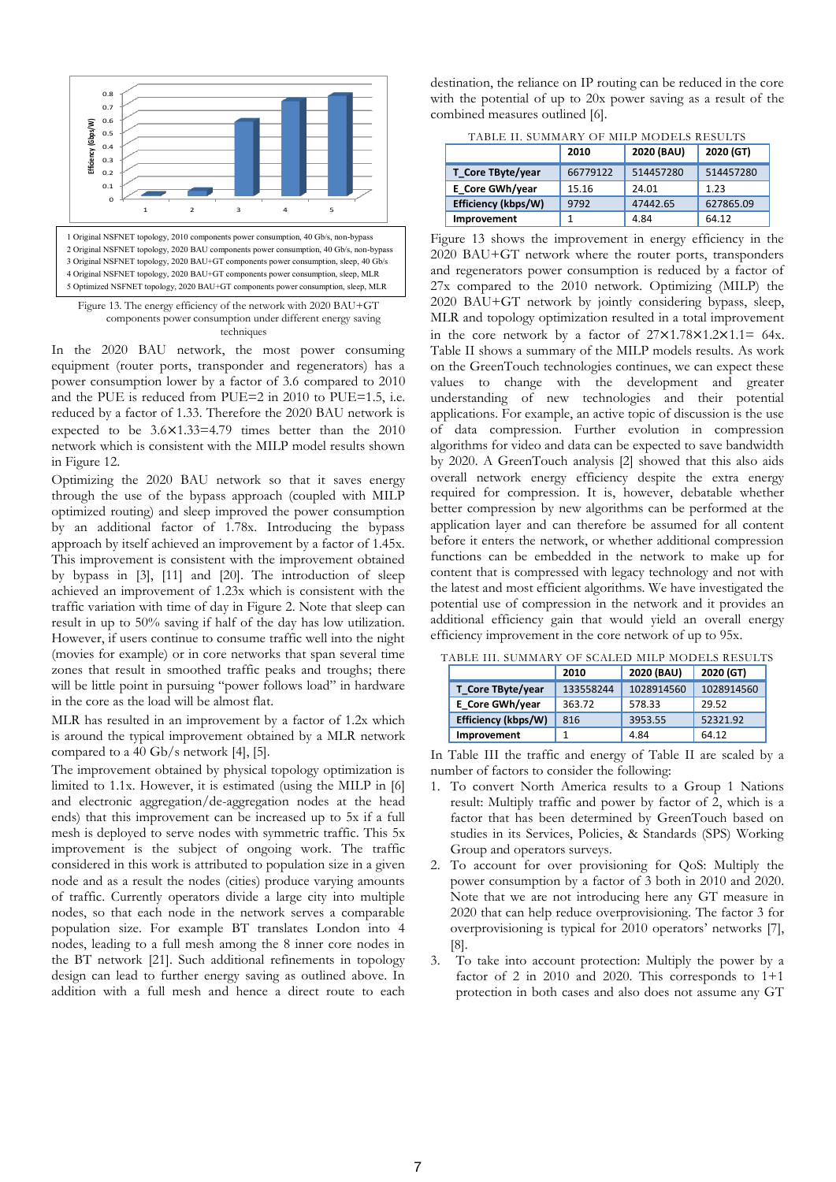1 Original NSFNET topology, 2010 components power consumption, 40 Gb/s, non-bypass
2 Original NSFNET topology, 2020 BAU components power consumption, 40 Gb/s, non-bypass
3 Original NSFNET topology, 2020 BAU+GT components power consumption, sleep, 40 Gb/s
4 Original NSFNET topology, 2020 BAU+GT components power consumption, sleep, MLR
5 Optimized NSFNET topology, 2020 BAU+GT components power consumption, sleep, MLR

Figure 13. The energy efficiency of the network with 2020 BAU+GT components power consumption under different energy saving techniques

In the 2020 BAU network, the most power consuming equipment (router ports, transponder and regenerators) has a power consumption lower by a factor of 3.6 compared to 2010 and the PUE is reduced from PUE=2 in 2010 to PUE=1.5, i.e. reduced by a factor of 1.33. Therefore the 2020 BAU network is expected to be 3.6×1.33=4.79 times better than the 2010 network which is consistent with the MILP model results shown in Figure 12.

Optimizing the 2020 BAU network so that it saves energy through the use of the bypass approach (coupled with MILP optimized routing) and sleep improved the power consumption by an additional factor of 1.78x. Introducing the bypass approach by itself achieved an improvement by a factor of 1.45x. This improvement is consistent with the improvement obtained by bypass in [3], [11] and [20]. The introduction of sleep achieved an improvement of 1.23x which is consistent with the traffic variation with time of day in Figure 2. Note that sleep can result in up to 50% saving if half of the day has low utilization. However, if users continue to consume traffic well into the night (movies for example) or in core networks that span several time zones that result in smoothed traffic peaks and troughs; there will be little point in pursuing "power follows load" in hardware in the core as the load will be almost flat.

MLR has resulted in an improvement by a factor of 1.2x which is around the typical improvement obtained by a MLR network compared to a 40 Gb/s network [4], [5].

The improvement obtained by physical topology optimization is limited to 1.1x. However, it is estimated (using the MILP in [6] and electronic aggregation/de-aggregation nodes at the head ends) that this improvement can be increased up to 5x if a full mesh is deployed to serve nodes with symmetric traffic. This 5x improvement is the subject of ongoing work. The traffic considered in this work is attributed to population size in a given node and as a result the nodes (cities) produce varying amounts of traffic. Currently operators divide a large city into multiple nodes, so that each node in the network serves a comparable population size. For example BT translates London into 4 nodes, leading to a full mesh among the 8 inner core nodes in the BT network [21]. Such additional refinements in topology design can lead to further energy saving as outlined above. In addition with a full mesh and hence a direct route to each destination, the reliance on IP routing can be reduced in the core with the potential of up to 20x power saving as a result of the combined measures outlined [6].

TABLE II. SUMMARY OF MILP MODELS RESULTS

| | 2010 | 2020 (BAU) | 2020 (GT) |
|---|---|---|---|
| T_Core TByte/year | 66779122 | 514457280 | 514457280 |
| E_Core GWh/year | 15.16 | 24.01 | 1.23 |
| Efficiency (kbps/W) | 9792 | 47442.65 | 627865.09 |
| Improvement | 1 | 4.84 | 64.12 |

Figure 13 shows the improvement in energy efficiency in the 2020 BAU+GT network where the router ports, transponders and regenerators power consumption is reduced by a factor of 27x compared to the 2010 network. Optimizing (MILP) the 2020 BAU+GT network by jointly considering bypass, sleep, MLR and topology optimization resulted in a total improvement in the core network by a factor of 27×1.78×1.2×1.1= 64x. Table II shows a summary of the MILP models results. As work on the GreenTouch technologies continues, we can expect these values to change with the development and greater understanding of new technologies and their potential applications. For example, an active topic of discussion is the use of data compression. Further evolution in compression algorithms for video and data can be expected to save bandwidth by 2020. A GreenTouch analysis [2] showed that this also aids overall network energy efficiency despite the extra energy required for compression. It is, however, debatable whether better compression by new algorithms can be performed at the application layer and can therefore be assumed for all content before it enters the network, or whether additional compression functions can be embedded in the network to make up for content that is compressed with legacy technology and not with the latest and most efficient algorithms. We have investigated the potential use of compression in the network and it provides an additional efficiency gain that would yield an overall energy efficiency improvement in the core network of up to 95x.

TABLE III. SUMMARY OF SCALED MILP MODELS RESULTS

| | 2010 | 2020 (BAU) | 2020 (GT) |
|---|---|---|---|
| T_Core TByte/year | 133558244 | 1028914560 | 1028914560 |
| E_Core GWh/year | 363.72 | 578.33 | 29.52 |
| Efficiency (kbps/W) | 816 | 3953.55 | 52321.92 |
| Improvement | 1 | 4.84 | 64.12 |

In Table III the traffic and energy of Table II are scaled by a number of factors to consider the following:

1. To convert North America results to a Group 1 Nations result: Multiply traffic and power by factor of 2, which is a factor that has been determined by GreenTouch based on studies in its Services, Policies, & Standards (SPS) Working Group and operators surveys.
2. To account for over provisioning for QoS: Multiply the power consumption by a factor of 3 both in 2010 and 2020. Note that we are not introducing here any GT measure in 2020 that can help reduce overprovisioning. The factor 3 for overprovisioning is typical for 2010 operators' networks [7], [8].
3. To take into account protection: Multiply the power by a factor of 2 in 2010 and 2020. This corresponds to 1+1 protection in both cases and also does not assume any GT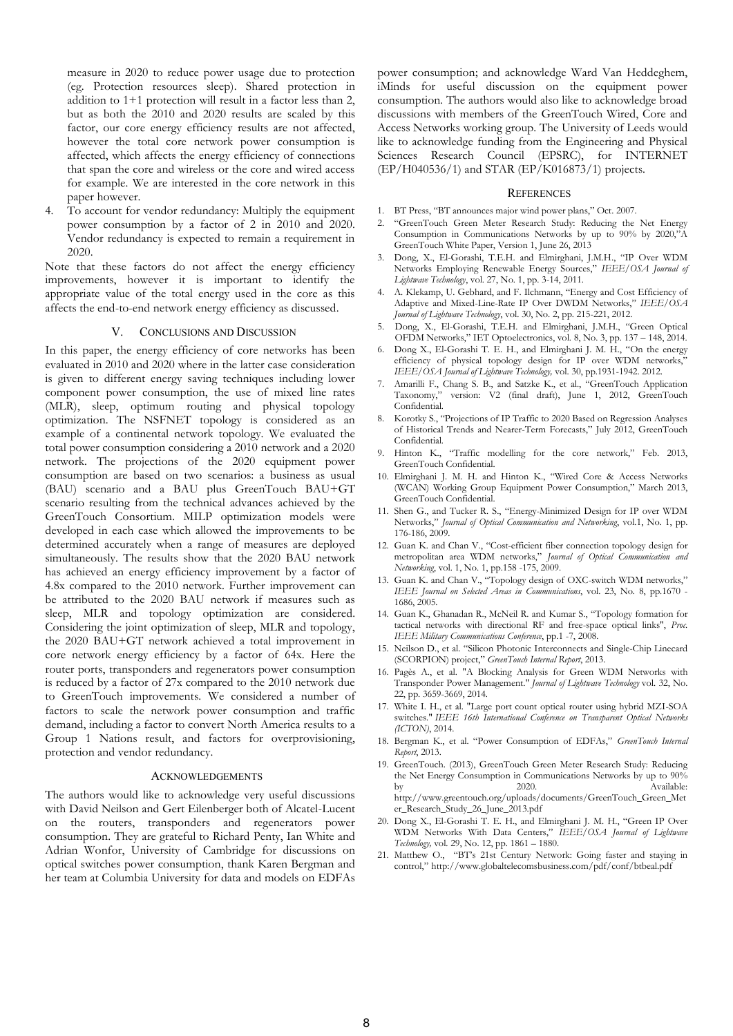measure in 2020 to reduce power usage due to protection (eg. Protection resources sleep). Shared protection in addition to 1+1 protection will result in a factor less than 2, but as both the 2010 and 2020 results are scaled by this factor, our core energy efficiency results are not affected, however the total core network power consumption is affected, which affects the energy efficiency of connections that span the core and wireless or the core and wired access for example. We are interested in the core network in this paper however.

4. To account for vendor redundancy: Multiply the equipment power consumption by a factor of 2 in 2010 and 2020. Vendor redundancy is expected to remain a requirement in 2020.

Note that these factors do not affect the energy efficiency improvements, however it is important to identify the appropriate value of the total energy used in the core as this affects the end-to-end network energy efficiency as discussed.

## V. Conclusions and Discussion

In this paper, the energy efficiency of core networks has been evaluated in 2010 and 2020 where in the latter case consideration is given to different energy saving techniques including lower component power consumption, the use of mixed line rates (MLR), sleep, optimum routing and physical topology optimization. The NSFNET topology is considered as an example of a continental network topology. We evaluated the total power consumption considering a 2010 network and a 2020 network. The projections of the 2020 equipment power consumption are based on two scenarios: a business as usual (BAU) scenario and a BAU plus GreenTouch BAU+GT scenario resulting from the technical advances achieved by the GreenTouch Consortium. MILP optimization models were developed in each case which allowed the improvements to be determined accurately when a range of measures are deployed simultaneously. The results show that the 2020 BAU network has achieved an energy efficiency improvement by a factor of 4.8x compared to the 2010 network. Further improvement can be attributed to the 2020 BAU network if measures such as sleep, MLR and topology optimization are considered. Considering the joint optimization of sleep, MLR and topology, the 2020 BAU+GT network achieved a total improvement in core network energy efficiency by a factor of 64x. Here the router ports, transponders and regenerators power consumption is reduced by a factor of 27x compared to the 2010 network due to GreenTouch improvements. We considered a number of factors to scale the network power consumption and traffic demand, including a factor to convert North America results to a Group 1 Nations result, and factors for overprovisioning, protection and vendor redundancy.

## Acknowledgements

The authors would like to acknowledge very useful discussions with David Neilson and Gert Eilenberger both of Alcatel-Lucent on the routers, transponders and regenerators power consumption. They are grateful to Richard Penty, Ian White and Adrian Wonfor, University of Cambridge for discussions on optical switches power consumption, thank Karen Bergman and her team at Columbia University for data and models on EDFAs power consumption; and acknowledge Ward Van Heddeghem, iMinds for useful discussion on the equipment power consumption. The authors would also like to acknowledge broad discussions with members of the GreenTouch Wired, Core and Access Networks working group. The University of Leeds would like to acknowledge funding from the Engineering and Physical Sciences Research Council (EPSRC), for INTERNET (EP/H040536/1) and STAR (EP/K016873/1) projects.

## References

1. BT Press, "BT announces major wind power plans," Oct. 2007.
2. "GreenTouch Green Meter Research Study: Reducing the Net Energy Consumption in Communications Networks by up to 90% by 2020,"A GreenTouch White Paper, Version 1, June 26, 2013
3. Dong, X., El-Gorashi, T.E.H. and Elmirghani, J.M.H., "IP Over WDM Networks Employing Renewable Energy Sources," *IEEE/OSA Journal of Lightwave Technology*, vol. 27, No. 1, pp. 3-14, 2011.
4. A. Klekamp, U. Gebhard, and F. Ilchmann, "Energy and Cost Efficiency of Adaptive and Mixed-Line-Rate IP Over DWDM Networks," *IEEE/OSA Journal of Lightwave Technology*, vol. 30, No. 2, pp. 215-221, 2012.
5. Dong, X., El-Gorashi, T.E.H. and Elmirghani, J.M.H., "Green Optical OFDM Networks," IET Optoelectronics, vol. 8, No. 3, pp. 137 – 148, 2014.
6. Dong X., El-Gorashi T. E. H., and Elmirghani J. M. H., "On the energy efficiency of physical topology design for IP over WDM networks," *IEEE/OSA Journal of Lightwave Technology,* vol. 30, pp.1931-1942. 2012.
7. Amarilli F., Chang S. B., and Satzke K., et al., "GreenTouch Application Taxonomy," version: V2 (final draft), June 1, 2012, GreenTouch Confidential.
8. Korotky S., "Projections of IP Traffic to 2020 Based on Regression Analyses of Historical Trends and Nearer-Term Forecasts," July 2012, GreenTouch Confidential.
9. Hinton K., "Traffic modelling for the core network," Feb. 2013, GreenTouch Confidential.
10. Elmirghani J. M. H. and Hinton K., "Wired Core & Access Networks (WCAN) Working Group Equipment Power Consumption," March 2013, GreenTouch Confidential.
11. Shen G., and Tucker R. S., "Energy-Minimized Design for IP over WDM Networks," *Journal of Optical Communication and Networking*, vol.1, No. 1, pp. 176-186, 2009.
12. Guan K. and Chan V., "Cost-efficient fiber connection topology design for metropolitan area WDM networks," *Journal of Optical Communication and Networking*, vol. 1, No. 1, pp.158 -175, 2009.
13. Guan K. and Chan V., "Topology design of OXC-switch WDM networks," *IEEE Journal on Selected Areas in Communications*, vol. 23, No. 8, pp.1670 - 1686, 2005.
14. Guan K., Ghanadan R., McNeil R. and Kumar S., "Topology formation for tactical networks with directional RF and free-space optical links", *Proc. IEEE Military Communications Conference*, pp.1 -7, 2008.
15. Neilson D., et al. "Silicon Photonic Interconnects and Single-Chip Linecard (SCORPION) project," *GreenTouch Internal Report*, 2013.
16. Pagès A., et al. "A Blocking Analysis for Green WDM Networks with Transponder Power Management." *Journal of Lightwave Technology* vol. 32, No. 22, pp. 3659-3669, 2014.
17. White I. H., et al. "Large port count optical router using hybrid MZI-SOA switches." *IEEE 16th International Conference on Transparent Optical Networks (ICTON)*, 2014.
18. Bergman K., et al. "Power Consumption of EDFAs," *GreenTouch Internal Report*, 2013.
19. GreenTouch. (2013), GreenTouch Green Meter Research Study: Reducing the Net Energy Consumption in Communications Networks by up to 90% by 2020. Available: http://www.greentouch.org/uploads/documents/GreenTouch_Green_Meter_Research_Study_26_June_2013.pdf
20. Dong X., El-Gorashi T. E. H., and Elmirghani J. M. H., "Green IP Over WDM Networks With Data Centers," *IEEE/OSA Journal of Lightwave Technology,* vol. 29, No. 12, pp. 1861 – 1880.
21. Matthew O., "BT's 21st Century Network: Going faster and staying in control," http://www.globaltelecomsbusiness.com/pdf/conf/btbeal.pdf